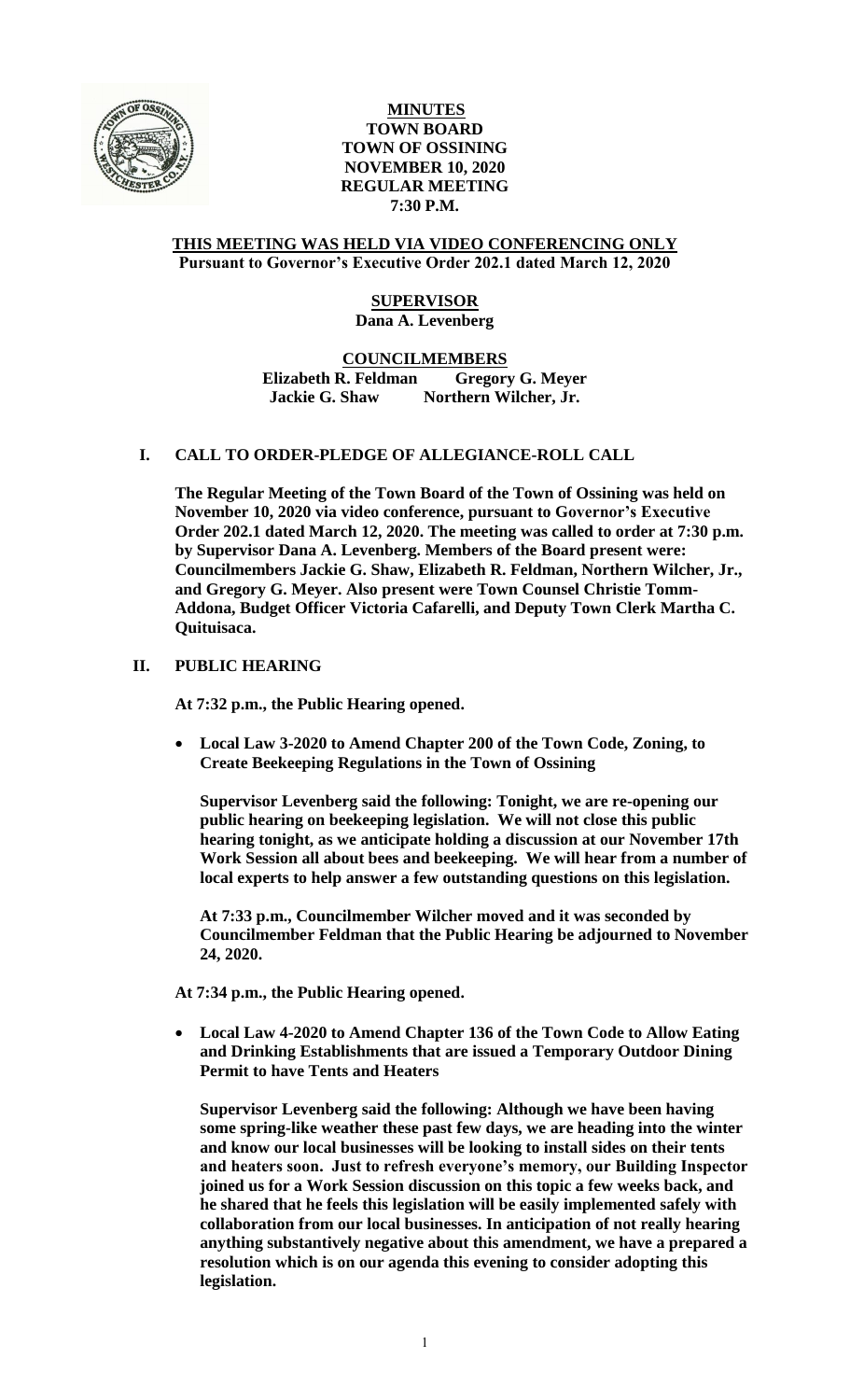# MINUTES
## TOWN BOARD
## TOWN OF OSSINING
## NOVEMBER 10, 2020
## REGULAR MEETING
## 7:30 P.M.

**THIS MEETING WAS HELD VIA VIDEO CONFERENCING ONLY**
**Pursuant to Governor's Executive Order 202.1 dated March 12, 2020**

**SUPERVISOR**
**Dana A. Levenberg**

**COUNCILMEMBERS**
**Elizabeth R. Feldman Gregory G. Meyer**
**Jackie G. Shaw Northern Wilcher, Jr.**

## I. CALL TO ORDER-PLEDGE OF ALLEGIANCE-ROLL CALL

**The Regular Meeting of the Town Board of the Town of Ossining was held on November 10, 2020 via video conference, pursuant to Governor's Executive Order 202.1 dated March 12, 2020. The meeting was called to order at 7:30 p.m. by Supervisor Dana A. Levenberg. Members of the Board present were: Councilmembers Jackie G. Shaw, Elizabeth R. Feldman, Northern Wilcher, Jr., and Gregory G. Meyer. Also present were Town Counsel Christie Tomm-Addona, Budget Officer Victoria Cafarelli, and Deputy Town Clerk Martha C. Quituisaca.**

## II. PUBLIC HEARING

**At 7:32 p.m., the Public Hearing opened.**

- **Local Law 3-2020 to Amend Chapter 200 of the Town Code, Zoning, to Create Beekeeping Regulations in the Town of Ossining**

**Supervisor Levenberg said the following: Tonight, we are re-opening our public hearing on beekeeping legislation. We will not close this public hearing tonight, as we anticipate holding a discussion at our November 17th Work Session all about bees and beekeeping. We will hear from a number of local experts to help answer a few outstanding questions on this legislation.**

**At 7:33 p.m., Councilmember Wilcher moved and it was seconded by Councilmember Feldman that the Public Hearing be adjourned to November 24, 2020.**

**At 7:34 p.m., the Public Hearing opened.**

- **Local Law 4-2020 to Amend Chapter 136 of the Town Code to Allow Eating and Drinking Establishments that are issued a Temporary Outdoor Dining Permit to have Tents and Heaters**

**Supervisor Levenberg said the following: Although we have been having some spring-like weather these past few days, we are heading into the winter and know our local businesses will be looking to install sides on their tents and heaters soon. Just to refresh everyone's memory, our Building Inspector joined us for a Work Session discussion on this topic a few weeks back, and he shared that he feels this legislation will be easily implemented safely with collaboration from our local businesses. In anticipation of not really hearing anything substantively negative about this amendment, we have a prepared a resolution which is on our agenda this evening to consider adopting this legislation.**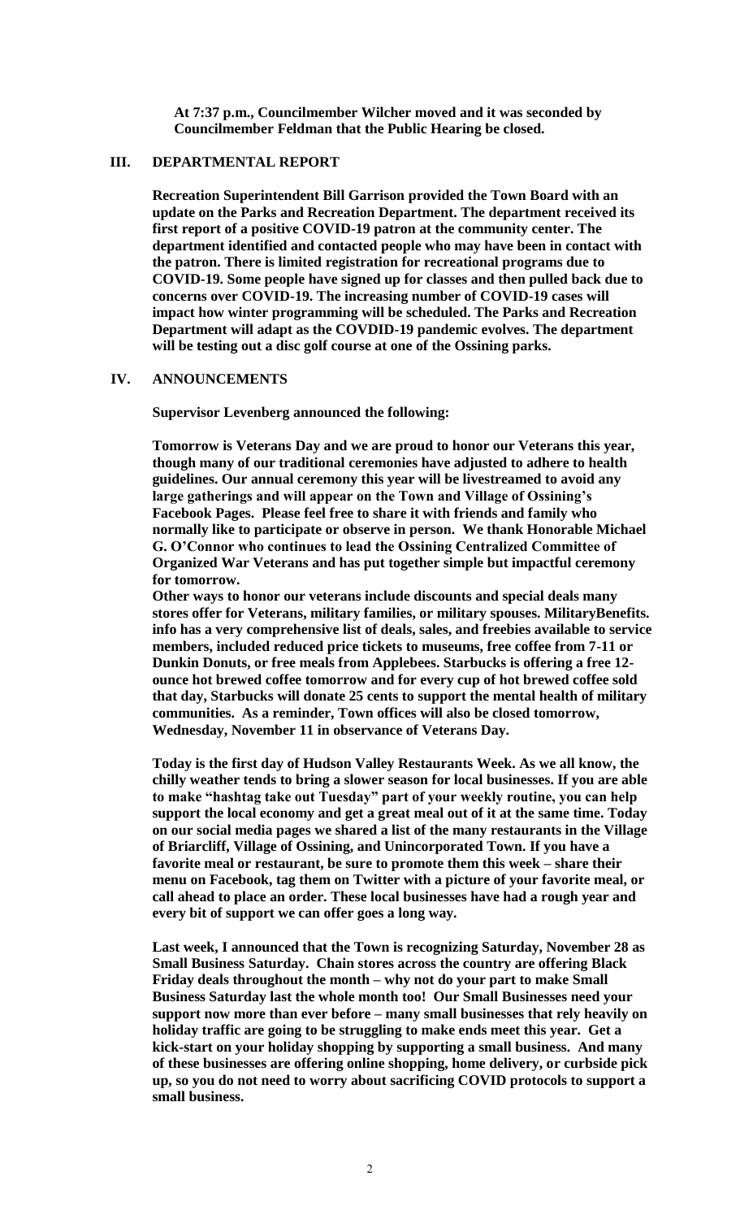**At 7:37 p.m., Councilmember Wilcher moved and it was seconded by Councilmember Feldman that the Public Hearing be closed.**

## III. DEPARTMENTAL REPORT

**Recreation Superintendent Bill Garrison provided the Town Board with an update on the Parks and Recreation Department. The department received its first report of a positive COVID-19 patron at the community center. The department identified and contacted people who may have been in contact with the patron. There is limited registration for recreational programs due to COVID-19. Some people have signed up for classes and then pulled back due to concerns over COVID-19. The increasing number of COVID-19 cases will impact how winter programming will be scheduled. The Parks and Recreation Department will adapt as the COVDID-19 pandemic evolves. The department will be testing out a disc golf course at one of the Ossining parks.**

## IV. ANNOUNCEMENTS

**Supervisor Levenberg announced the following:**

**Tomorrow is Veterans Day and we are proud to honor our Veterans this year, though many of our traditional ceremonies have adjusted to adhere to health guidelines. Our annual ceremony this year will be livestreamed to avoid any large gatherings and will appear on the Town and Village of Ossining's Facebook Pages. Please feel free to share it with friends and family who normally like to participate or observe in person. We thank Honorable Michael G. O'Connor who continues to lead the Ossining Centralized Committee of Organized War Veterans and has put together simple but impactful ceremony for tomorrow.**

**Other ways to honor our veterans include discounts and special deals many stores offer for Veterans, military families, or military spouses. MilitaryBenefits.info has a very comprehensive list of deals, sales, and freebies available to service members, included reduced price tickets to museums, free coffee from 7-11 or Dunkin Donuts, or free meals from Applebees. Starbucks is offering a free 12-ounce hot brewed coffee tomorrow and for every cup of hot brewed coffee sold that day, Starbucks will donate 25 cents to support the mental health of military communities. As a reminder, Town offices will also be closed tomorrow, Wednesday, November 11 in observance of Veterans Day.**

**Today is the first day of Hudson Valley Restaurants Week. As we all know, the chilly weather tends to bring a slower season for local businesses. If you are able to make "hashtag take out Tuesday" part of your weekly routine, you can help support the local economy and get a great meal out of it at the same time. Today on our social media pages we shared a list of the many restaurants in the Village of Briarcliff, Village of Ossining, and Unincorporated Town. If you have a favorite meal or restaurant, be sure to promote them this week – share their menu on Facebook, tag them on Twitter with a picture of your favorite meal, or call ahead to place an order. These local businesses have had a rough year and every bit of support we can offer goes a long way.**

**Last week, I announced that the Town is recognizing Saturday, November 28 as Small Business Saturday. Chain stores across the country are offering Black Friday deals throughout the month – why not do your part to make Small Business Saturday last the whole month too! Our Small Businesses need your support now more than ever before – many small businesses that rely heavily on holiday traffic are going to be struggling to make ends meet this year. Get a kick-start on your holiday shopping by supporting a small business. And many of these businesses are offering online shopping, home delivery, or curbside pick up, so you do not need to worry about sacrificing COVID protocols to support a small business.**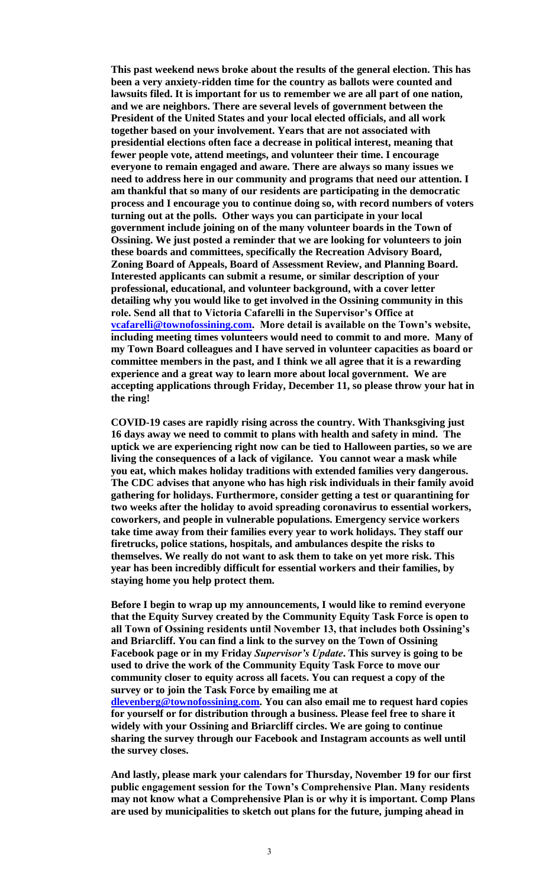**This past weekend news broke about the results of the general election. This has been a very anxiety-ridden time for the country as ballots were counted and lawsuits filed. It is important for us to remember we are all part of one nation, and we are neighbors. There are several levels of government between the President of the United States and your local elected officials, and all work together based on your involvement. Years that are not associated with presidential elections often face a decrease in political interest, meaning that fewer people vote, attend meetings, and volunteer their time. I encourage everyone to remain engaged and aware. There are always so many issues we need to address here in our community and programs that need our attention. I am thankful that so many of our residents are participating in the democratic process and I encourage you to continue doing so, with record numbers of voters turning out at the polls. Other ways you can participate in your local government include joining on of the many volunteer boards in the Town of Ossining. We just posted a reminder that we are looking for volunteers to join these boards and committees, specifically the Recreation Advisory Board, Zoning Board of Appeals, Board of Assessment Review, and Planning Board. Interested applicants can submit a resume, or similar description of your professional, educational, and volunteer background, with a cover letter detailing why you would like to get involved in the Ossining community in this role. Send all that to Victoria Cafarelli in the Supervisor's Office at vcafarelli@townofossining.com. More detail is available on the Town's website, including meeting times volunteers would need to commit to and more. Many of my Town Board colleagues and I have served in volunteer capacities as board or committee members in the past, and I think we all agree that it is a rewarding experience and a great way to learn more about local government. We are accepting applications through Friday, December 11, so please throw your hat in the ring!**

**COVID-19 cases are rapidly rising across the country. With Thanksgiving just 16 days away we need to commit to plans with health and safety in mind. The uptick we are experiencing right now can be tied to Halloween parties, so we are living the consequences of a lack of vigilance. You cannot wear a mask while you eat, which makes holiday traditions with extended families very dangerous. The CDC advises that anyone who has high risk individuals in their family avoid gathering for holidays. Furthermore, consider getting a test or quarantining for two weeks after the holiday to avoid spreading coronavirus to essential workers, coworkers, and people in vulnerable populations. Emergency service workers take time away from their families every year to work holidays. They staff our firetrucks, police stations, hospitals, and ambulances despite the risks to themselves. We really do not want to ask them to take on yet more risk. This year has been incredibly difficult for essential workers and their families, by staying home you help protect them.**

**Before I begin to wrap up my announcements, I would like to remind everyone that the Equity Survey created by the Community Equity Task Force is open to all Town of Ossining residents until November 13, that includes both Ossining's and Briarcliff. You can find a link to the survey on the Town of Ossining Facebook page or in my Friday *Supervisor's Update*. This survey is going to be used to drive the work of the Community Equity Task Force to move our community closer to equity across all facets. You can request a copy of the survey or to join the Task Force by emailing me at dlevenberg@townofossining.com. You can also email me to request hard copies for yourself or for distribution through a business. Please feel free to share it widely with your Ossining and Briarcliff circles. We are going to continue sharing the survey through our Facebook and Instagram accounts as well until the survey closes.**

**And lastly, please mark your calendars for Thursday, November 19 for our first public engagement session for the Town's Comprehensive Plan. Many residents may not know what a Comprehensive Plan is or why it is important. Comp Plans are used by municipalities to sketch out plans for the future, jumping ahead in**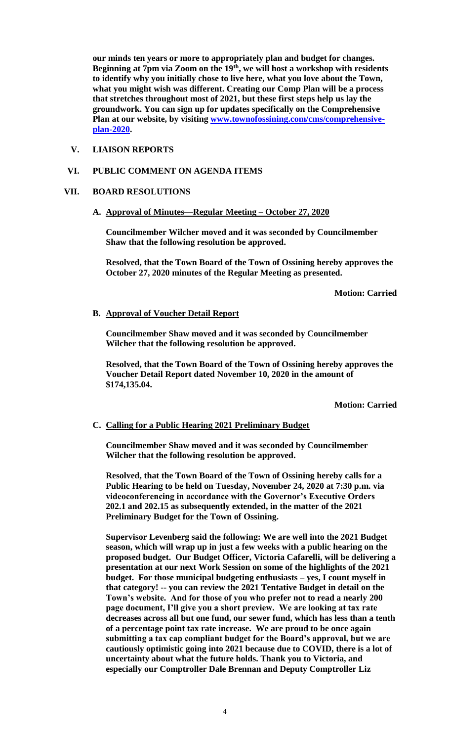**our minds ten years or more to appropriately plan and budget for changes. Beginning at 7pm via Zoom on the 19th, we will host a workshop with residents to identify why you initially chose to live here, what you love about the Town, what you might wish was different. Creating our Comp Plan will be a process that stretches throughout most of 2021, but these first steps help us lay the groundwork. You can sign up for updates specifically on the Comprehensive Plan at our website, by visiting [www.townofossining.com/cms/comprehensive-plan-2020](www.townofossining.com/cms/comprehensive-plan-2020).**

## V. LIAISON REPORTS

## VI. PUBLIC COMMENT ON AGENDA ITEMS

## VII. BOARD RESOLUTIONS

### A. Approval of Minutes—Regular Meeting – October 27, 2020

**Councilmember Wilcher moved and it was seconded by Councilmember Shaw that the following resolution be approved.**

**Resolved, that the Town Board of the Town of Ossining hereby approves the October 27, 2020 minutes of the Regular Meeting as presented.**

**Motion: Carried**

### B. Approval of Voucher Detail Report

**Councilmember Shaw moved and it was seconded by Councilmember Wilcher that the following resolution be approved.**

**Resolved, that the Town Board of the Town of Ossining hereby approves the Voucher Detail Report dated November 10, 2020 in the amount of $174,135.04.**

**Motion: Carried**

### C. Calling for a Public Hearing 2021 Preliminary Budget

**Councilmember Shaw moved and it was seconded by Councilmember Wilcher that the following resolution be approved.**

**Resolved, that the Town Board of the Town of Ossining hereby calls for a Public Hearing to be held on Tuesday, November 24, 2020 at 7:30 p.m. via videoconferencing in accordance with the Governor's Executive Orders 202.1 and 202.15 as subsequently extended, in the matter of the 2021 Preliminary Budget for the Town of Ossining.**

**Supervisor Levenberg said the following: We are well into the 2021 Budget season, which will wrap up in just a few weeks with a public hearing on the proposed budget. Our Budget Officer, Victoria Cafarelli, will be delivering a presentation at our next Work Session on some of the highlights of the 2021 budget. For those municipal budgeting enthusiasts – yes, I count myself in that category! -- you can review the 2021 Tentative Budget in detail on the Town's website. And for those of you who prefer not to read a nearly 200 page document, I'll give you a short preview. We are looking at tax rate decreases across all but one fund, our sewer fund, which has less than a tenth of a percentage point tax rate increase. We are proud to be once again submitting a tax cap compliant budget for the Board's approval, but we are cautiously optimistic going into 2021 because due to COVID, there is a lot of uncertainty about what the future holds. Thank you to Victoria, and especially our Comptroller Dale Brennan and Deputy Comptroller Liz**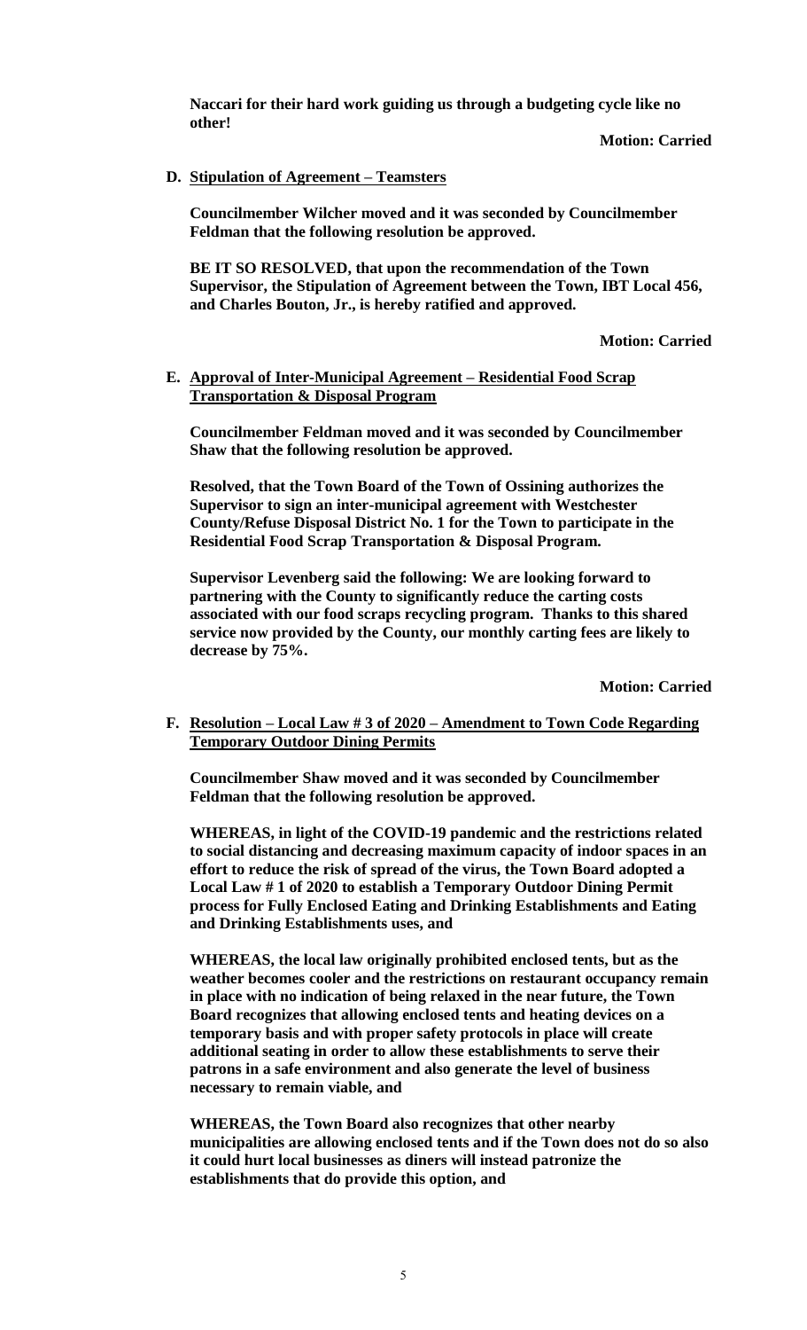**Naccari for their hard work guiding us through a budgeting cycle like no other!**

**Motion: Carried**

**D. Stipulation of Agreement – Teamsters**

**Councilmember Wilcher moved and it was seconded by Councilmember Feldman that the following resolution be approved.**

**BE IT SO RESOLVED, that upon the recommendation of the Town Supervisor, the Stipulation of Agreement between the Town, IBT Local 456, and Charles Bouton, Jr., is hereby ratified and approved.**

**Motion: Carried**

**E. Approval of Inter-Municipal Agreement – Residential Food Scrap Transportation & Disposal Program**

**Councilmember Feldman moved and it was seconded by Councilmember Shaw that the following resolution be approved.**

**Resolved, that the Town Board of the Town of Ossining authorizes the Supervisor to sign an inter-municipal agreement with Westchester County/Refuse Disposal District No. 1 for the Town to participate in the Residential Food Scrap Transportation & Disposal Program.**

**Supervisor Levenberg said the following: We are looking forward to partnering with the County to significantly reduce the carting costs associated with our food scraps recycling program. Thanks to this shared service now provided by the County, our monthly carting fees are likely to decrease by 75%.**

**Motion: Carried**

**F. Resolution – Local Law # 3 of 2020 – Amendment to Town Code Regarding Temporary Outdoor Dining Permits**

**Councilmember Shaw moved and it was seconded by Councilmember Feldman that the following resolution be approved.**

**WHEREAS, in light of the COVID-19 pandemic and the restrictions related to social distancing and decreasing maximum capacity of indoor spaces in an effort to reduce the risk of spread of the virus, the Town Board adopted a Local Law # 1 of 2020 to establish a Temporary Outdoor Dining Permit process for Fully Enclosed Eating and Drinking Establishments and Eating and Drinking Establishments uses, and**

**WHEREAS, the local law originally prohibited enclosed tents, but as the weather becomes cooler and the restrictions on restaurant occupancy remain in place with no indication of being relaxed in the near future, the Town Board recognizes that allowing enclosed tents and heating devices on a temporary basis and with proper safety protocols in place will create additional seating in order to allow these establishments to serve their patrons in a safe environment and also generate the level of business necessary to remain viable, and**

**WHEREAS, the Town Board also recognizes that other nearby municipalities are allowing enclosed tents and if the Town does not do so also it could hurt local businesses as diners will instead patronize the establishments that do provide this option, and**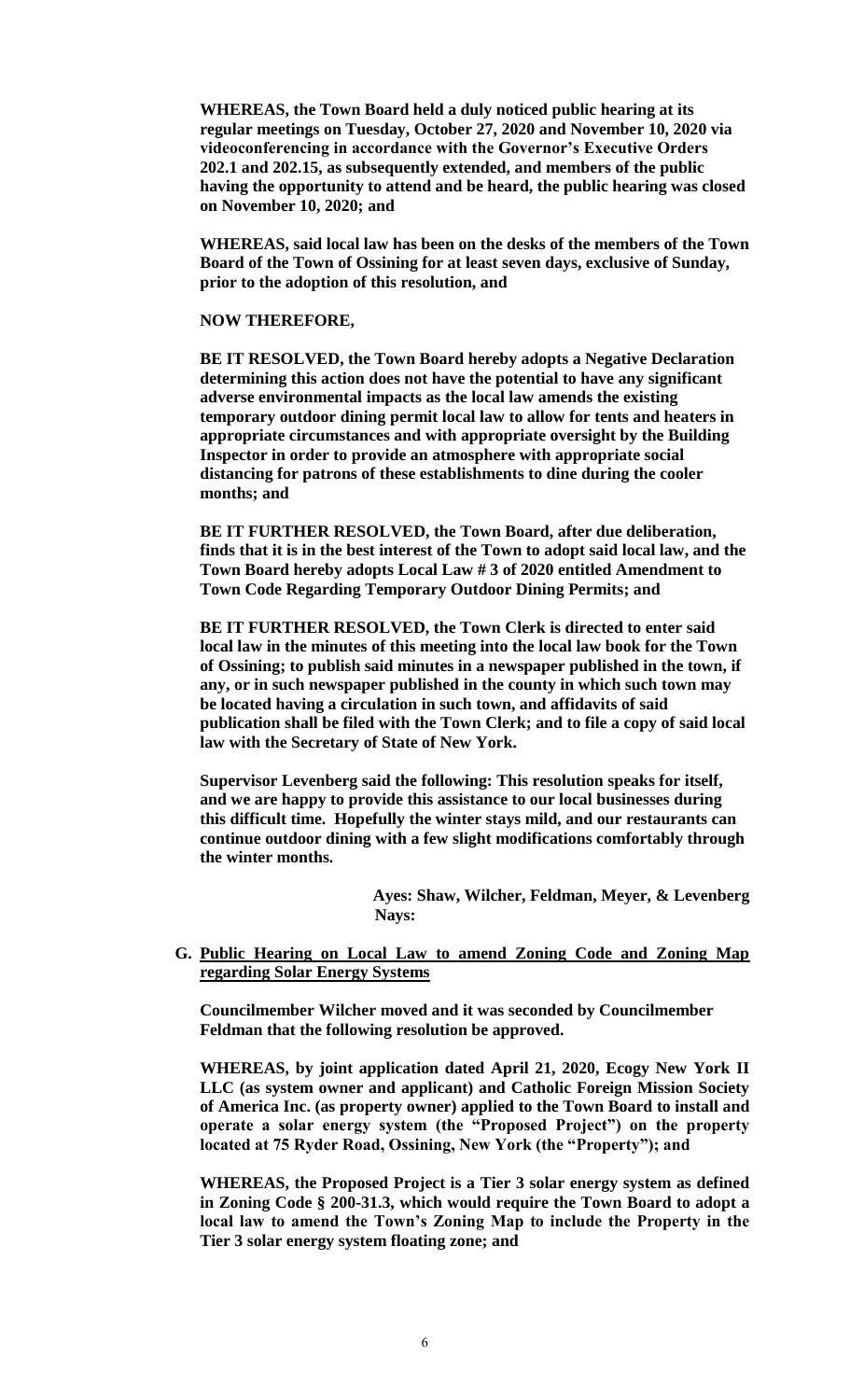**WHEREAS, the Town Board held a duly noticed public hearing at its regular meetings on Tuesday, October 27, 2020 and November 10, 2020 via videoconferencing in accordance with the Governor's Executive Orders 202.1 and 202.15, as subsequently extended, and members of the public having the opportunity to attend and be heard, the public hearing was closed on November 10, 2020; and**

**WHEREAS, said local law has been on the desks of the members of the Town Board of the Town of Ossining for at least seven days, exclusive of Sunday, prior to the adoption of this resolution, and**

**NOW THEREFORE,**

**BE IT RESOLVED, the Town Board hereby adopts a Negative Declaration determining this action does not have the potential to have any significant adverse environmental impacts as the local law amends the existing temporary outdoor dining permit local law to allow for tents and heaters in appropriate circumstances and with appropriate oversight by the Building Inspector in order to provide an atmosphere with appropriate social distancing for patrons of these establishments to dine during the cooler months; and**

**BE IT FURTHER RESOLVED, the Town Board, after due deliberation, finds that it is in the best interest of the Town to adopt said local law, and the Town Board hereby adopts Local Law # 3 of 2020 entitled Amendment to Town Code Regarding Temporary Outdoor Dining Permits; and**

**BE IT FURTHER RESOLVED, the Town Clerk is directed to enter said local law in the minutes of this meeting into the local law book for the Town of Ossining; to publish said minutes in a newspaper published in the town, if any, or in such newspaper published in the county in which such town may be located having a circulation in such town, and affidavits of said publication shall be filed with the Town Clerk; and to file a copy of said local law with the Secretary of State of New York.**

**Supervisor Levenberg said the following: This resolution speaks for itself, and we are happy to provide this assistance to our local businesses during this difficult time. Hopefully the winter stays mild, and our restaurants can continue outdoor dining with a few slight modifications comfortably through the winter months.**

**Ayes: Shaw, Wilcher, Feldman, Meyer, & Levenberg**
**Nays:**

**G. Public Hearing on Local Law to amend Zoning Code and Zoning Map regarding Solar Energy Systems**

**Councilmember Wilcher moved and it was seconded by Councilmember Feldman that the following resolution be approved.**

**WHEREAS, by joint application dated April 21, 2020, Ecogy New York II LLC (as system owner and applicant) and Catholic Foreign Mission Society of America Inc. (as property owner) applied to the Town Board to install and operate a solar energy system (the "Proposed Project") on the property located at 75 Ryder Road, Ossining, New York (the "Property"); and**

**WHEREAS, the Proposed Project is a Tier 3 solar energy system as defined in Zoning Code § 200-31.3, which would require the Town Board to adopt a local law to amend the Town's Zoning Map to include the Property in the Tier 3 solar energy system floating zone; and**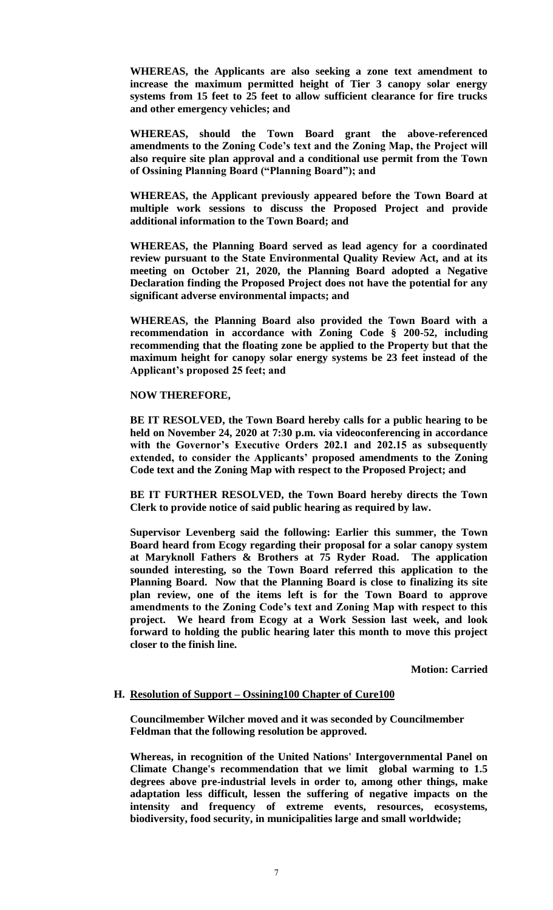**WHEREAS, the Applicants are also seeking a zone text amendment to increase the maximum permitted height of Tier 3 canopy solar energy systems from 15 feet to 25 feet to allow sufficient clearance for fire trucks and other emergency vehicles; and**

**WHEREAS, should the Town Board grant the above-referenced amendments to the Zoning Code's text and the Zoning Map, the Project will also require site plan approval and a conditional use permit from the Town of Ossining Planning Board ("Planning Board"); and**

**WHEREAS, the Applicant previously appeared before the Town Board at multiple work sessions to discuss the Proposed Project and provide additional information to the Town Board; and**

**WHEREAS, the Planning Board served as lead agency for a coordinated review pursuant to the State Environmental Quality Review Act, and at its meeting on October 21, 2020, the Planning Board adopted a Negative Declaration finding the Proposed Project does not have the potential for any significant adverse environmental impacts; and**

**WHEREAS, the Planning Board also provided the Town Board with a recommendation in accordance with Zoning Code § 200-52, including recommending that the floating zone be applied to the Property but that the maximum height for canopy solar energy systems be 23 feet instead of the Applicant's proposed 25 feet; and**

**NOW THEREFORE,**

**BE IT RESOLVED, the Town Board hereby calls for a public hearing to be held on November 24, 2020 at 7:30 p.m. via videoconferencing in accordance with the Governor's Executive Orders 202.1 and 202.15 as subsequently extended, to consider the Applicants' proposed amendments to the Zoning Code text and the Zoning Map with respect to the Proposed Project; and**

**BE IT FURTHER RESOLVED, the Town Board hereby directs the Town Clerk to provide notice of said public hearing as required by law.**

**Supervisor Levenberg said the following: Earlier this summer, the Town Board heard from Ecogy regarding their proposal for a solar canopy system at Maryknoll Fathers & Brothers at 75 Ryder Road. The application sounded interesting, so the Town Board referred this application to the Planning Board. Now that the Planning Board is close to finalizing its site plan review, one of the items left is for the Town Board to approve amendments to the Zoning Code's text and Zoning Map with respect to this project. We heard from Ecogy at a Work Session last week, and look forward to holding the public hearing later this month to move this project closer to the finish line.**

**Motion: Carried**

**H. <u>Resolution of Support – Ossining100 Chapter of Cure100</u>**

**Councilmember Wilcher moved and it was seconded by Councilmember Feldman that the following resolution be approved.**

**Whereas, in recognition of the United Nations' Intergovernmental Panel on Climate Change's recommendation that we limit global warming to 1.5 degrees above pre-industrial levels in order to, among other things, make adaptation less difficult, lessen the suffering of negative impacts on the intensity and frequency of extreme events, resources, ecosystems, biodiversity, food security, in municipalities large and small worldwide;**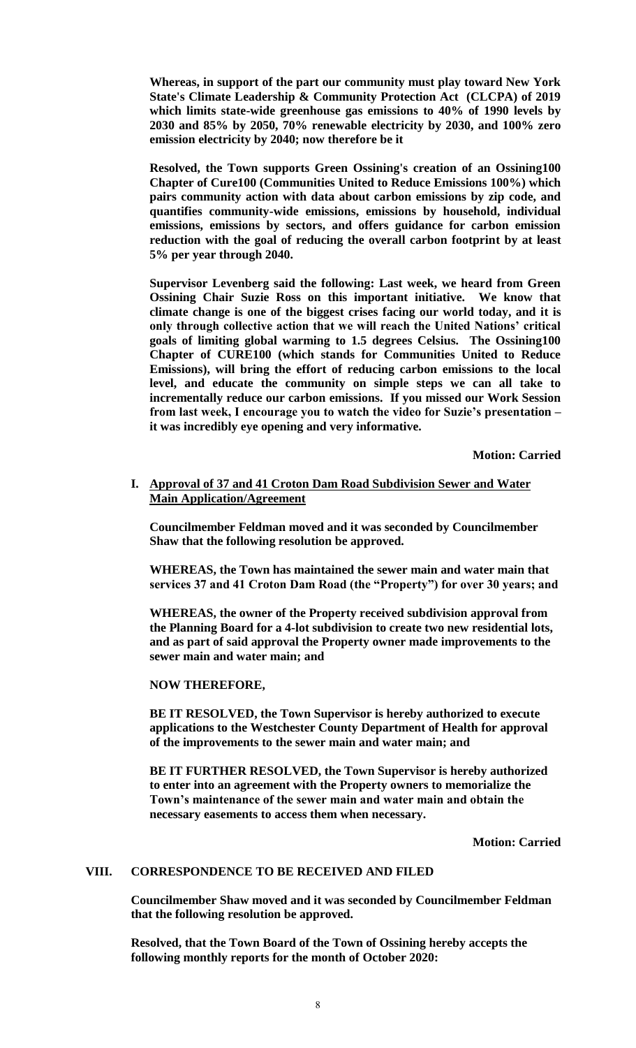**Whereas, in support of the part our community must play toward New York State's Climate Leadership & Community Protection Act (CLCPA) of 2019 which limits state-wide greenhouse gas emissions to 40% of 1990 levels by 2030 and 85% by 2050, 70% renewable electricity by 2030, and 100% zero emission electricity by 2040; now therefore be it**

**Resolved, the Town supports Green Ossining's creation of an Ossining100 Chapter of Cure100 (Communities United to Reduce Emissions 100%) which pairs community action with data about carbon emissions by zip code, and quantifies community-wide emissions, emissions by household, individual emissions, emissions by sectors, and offers guidance for carbon emission reduction with the goal of reducing the overall carbon footprint by at least 5% per year through 2040.**

**Supervisor Levenberg said the following: Last week, we heard from Green Ossining Chair Suzie Ross on this important initiative. We know that climate change is one of the biggest crises facing our world today, and it is only through collective action that we will reach the United Nations' critical goals of limiting global warming to 1.5 degrees Celsius. The Ossining100 Chapter of CURE100 (which stands for Communities United to Reduce Emissions), will bring the effort of reducing carbon emissions to the local level, and educate the community on simple steps we can all take to incrementally reduce our carbon emissions. If you missed our Work Session from last week, I encourage you to watch the video for Suzie's presentation – it was incredibly eye opening and very informative.**

**Motion: Carried**

**I. Approval of 37 and 41 Croton Dam Road Subdivision Sewer and Water Main Application/Agreement**

**Councilmember Feldman moved and it was seconded by Councilmember Shaw that the following resolution be approved.**

**WHEREAS, the Town has maintained the sewer main and water main that services 37 and 41 Croton Dam Road (the "Property") for over 30 years; and**

**WHEREAS, the owner of the Property received subdivision approval from the Planning Board for a 4-lot subdivision to create two new residential lots, and as part of said approval the Property owner made improvements to the sewer main and water main; and**

**NOW THEREFORE,**

**BE IT RESOLVED, the Town Supervisor is hereby authorized to execute applications to the Westchester County Department of Health for approval of the improvements to the sewer main and water main; and**

**BE IT FURTHER RESOLVED, the Town Supervisor is hereby authorized to enter into an agreement with the Property owners to memorialize the Town's maintenance of the sewer main and water main and obtain the necessary easements to access them when necessary.**

**Motion: Carried**

## VIII. CORRESPONDENCE TO BE RECEIVED AND FILED

**Councilmember Shaw moved and it was seconded by Councilmember Feldman that the following resolution be approved.**

**Resolved, that the Town Board of the Town of Ossining hereby accepts the following monthly reports for the month of October 2020:**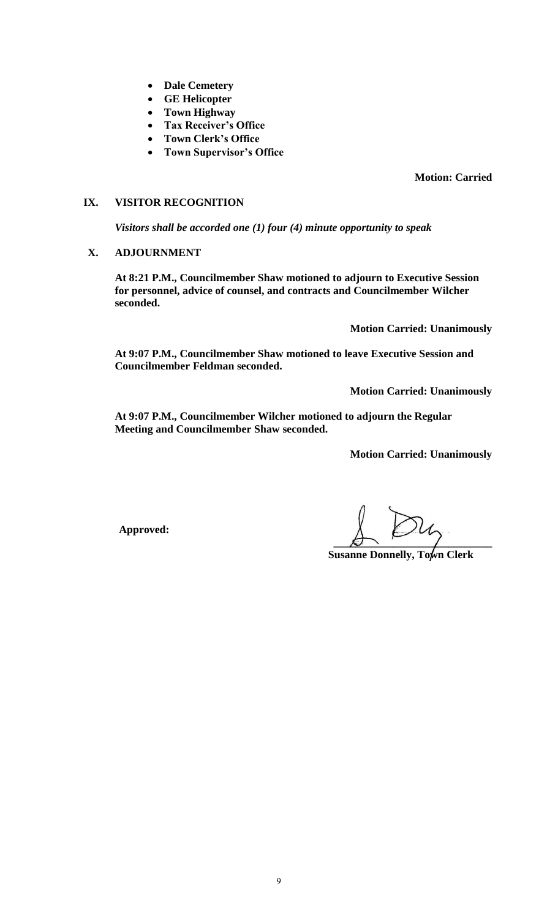- **Dale Cemetery**
- **GE Helicopter**
- **Town Highway**
- **Tax Receiver's Office**
- **Town Clerk's Office**
- **Town Supervisor's Office**

**Motion: Carried**

## IX. VISITOR RECOGNITION

***Visitors shall be accorded one (1) four (4) minute opportunity to speak***

## X. ADJOURNMENT

**At 8:21 P.M., Councilmember Shaw motioned to adjourn to Executive Session for personnel, advice of counsel, and contracts and Councilmember Wilcher seconded.**

**Motion Carried: Unanimously**

**At 9:07 P.M., Councilmember Shaw motioned to leave Executive Session and Councilmember Feldman seconded.**

**Motion Carried: Unanimously**

**At 9:07 P.M., Councilmember Wilcher motioned to adjourn the Regular Meeting and Councilmember Shaw seconded.**

**Motion Carried: Unanimously**

**Approved:**

\_\_\_\_\_\_\_\_\_\_\_\_\_\_\_\_\_\_\_\_\_\_\_\_\_\_\_\_

**Susanne Donnelly, Town Clerk**